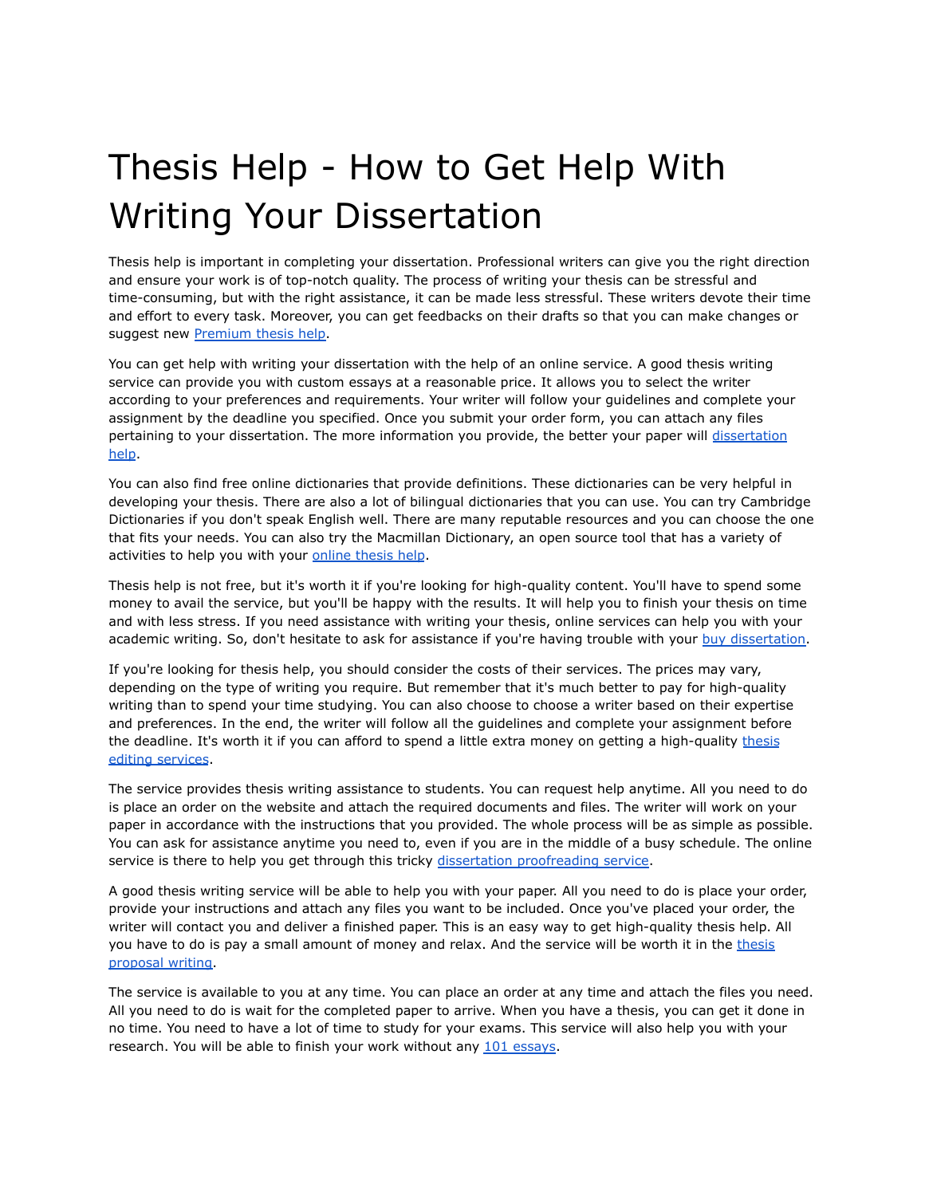# Thesis Help - How to Get Help With Writing Your Dissertation

Thesis help is important in completing your dissertation. Professional writers can give you the right direction and ensure your work is of top-notch quality. The process of writing your thesis can be stressful and time-consuming, but with the right assistance, it can be made less stressful. These writers devote their time and effort to every task. Moreover, you can get feedbacks on their drafts so that you can make changes or suggest new [Premium thesis help](#).

You can get help with writing your dissertation with the help of an online service. A good thesis writing service can provide you with custom essays at a reasonable price. It allows you to select the writer according to your preferences and requirements. Your writer will follow your guidelines and complete your assignment by the deadline you specified. Once you submit your order form, you can attach any files pertaining to your dissertation. The more information you provide, the better your paper will [dissertation help](#).

You can also find free online dictionaries that provide definitions. These dictionaries can be very helpful in developing your thesis. There are also a lot of bilingual dictionaries that you can use. You can try Cambridge Dictionaries if you don't speak English well. There are many reputable resources and you can choose the one that fits your needs. You can also try the Macmillan Dictionary, an open source tool that has a variety of activities to help you with your [online thesis help](#).

Thesis help is not free, but it's worth it if you're looking for high-quality content. You'll have to spend some money to avail the service, but you'll be happy with the results. It will help you to finish your thesis on time and with less stress. If you need assistance with writing your thesis, online services can help you with your academic writing. So, don't hesitate to ask for assistance if you're having trouble with your [buy dissertation](#).

If you're looking for thesis help, you should consider the costs of their services. The prices may vary, depending on the type of writing you require. But remember that it's much better to pay for high-quality writing than to spend your time studying. You can also choose to choose a writer based on their expertise and preferences. In the end, the writer will follow all the guidelines and complete your assignment before the deadline. It's worth it if you can afford to spend a little extra money on getting a high-quality [thesis editing services](#).

The service provides thesis writing assistance to students. You can request help anytime. All you need to do is place an order on the website and attach the required documents and files. The writer will work on your paper in accordance with the instructions that you provided. The whole process will be as simple as possible. You can ask for assistance anytime you need to, even if you are in the middle of a busy schedule. The online service is there to help you get through this tricky [dissertation proofreading service](#).

A good thesis writing service will be able to help you with your paper. All you need to do is place your order, provide your instructions and attach any files you want to be included. Once you've placed your order, the writer will contact you and deliver a finished paper. This is an easy way to get high-quality thesis help. All you have to do is pay a small amount of money and relax. And the service will be worth it in the [thesis proposal writing](#).

The service is available to you at any time. You can place an order at any time and attach the files you need. All you need to do is wait for the completed paper to arrive. When you have a thesis, you can get it done in no time. You need to have a lot of time to study for your exams. This service will also help you with your research. You will be able to finish your work without any [101 essays](#).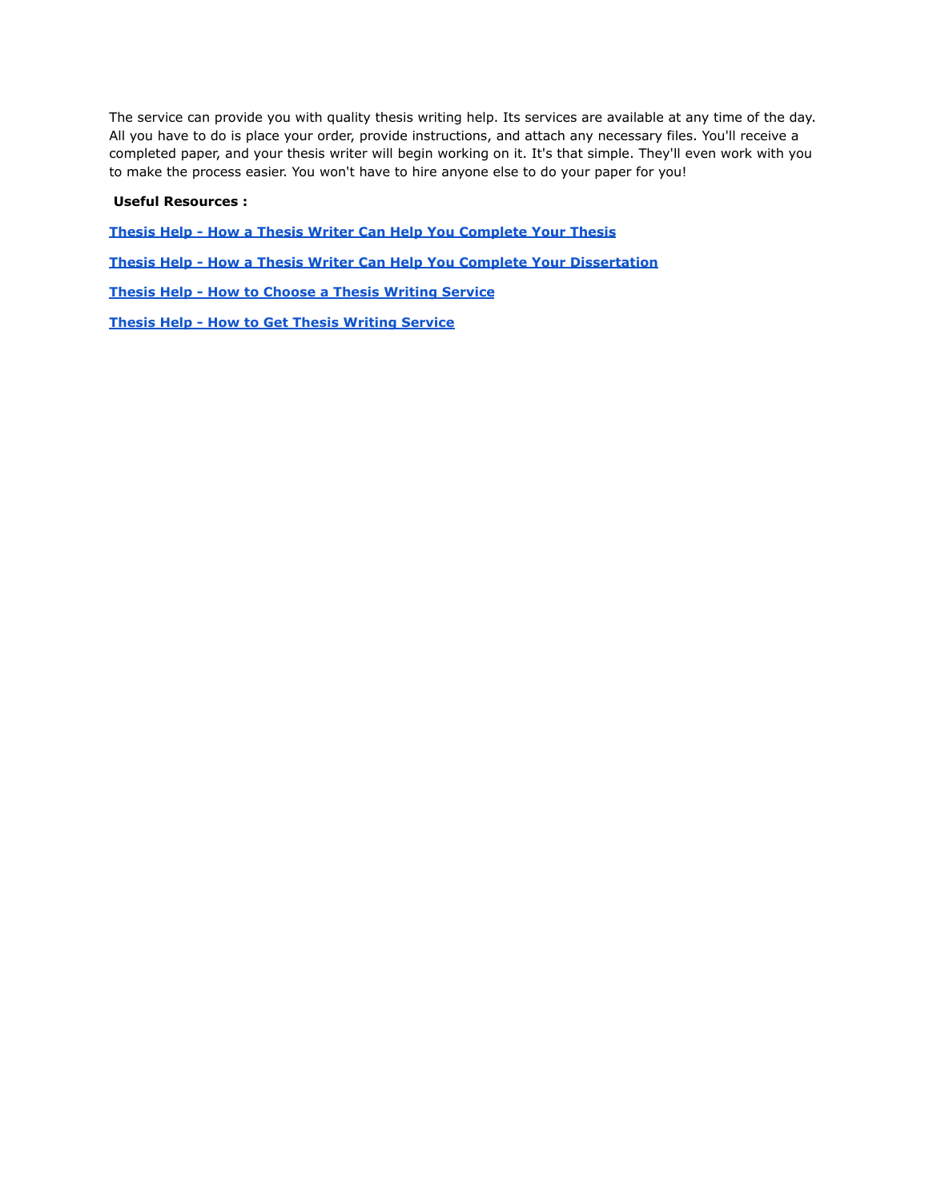The service can provide you with quality thesis writing help. Its services are available at any time of the day. All you have to do is place your order, provide instructions, and attach any necessary files. You'll receive a completed paper, and your thesis writer will begin working on it. It's that simple. They'll even work with you to make the process easier. You won't have to hire anyone else to do your paper for you!

**Useful Resources :**

**Thesis Help - How a Thesis Writer Can Help You Complete Your Thesis**

**Thesis Help - How a Thesis Writer Can Help You Complete Your Dissertation**

**Thesis Help - How to Choose a Thesis Writing Service**

**Thesis Help - How to Get Thesis Writing Service**